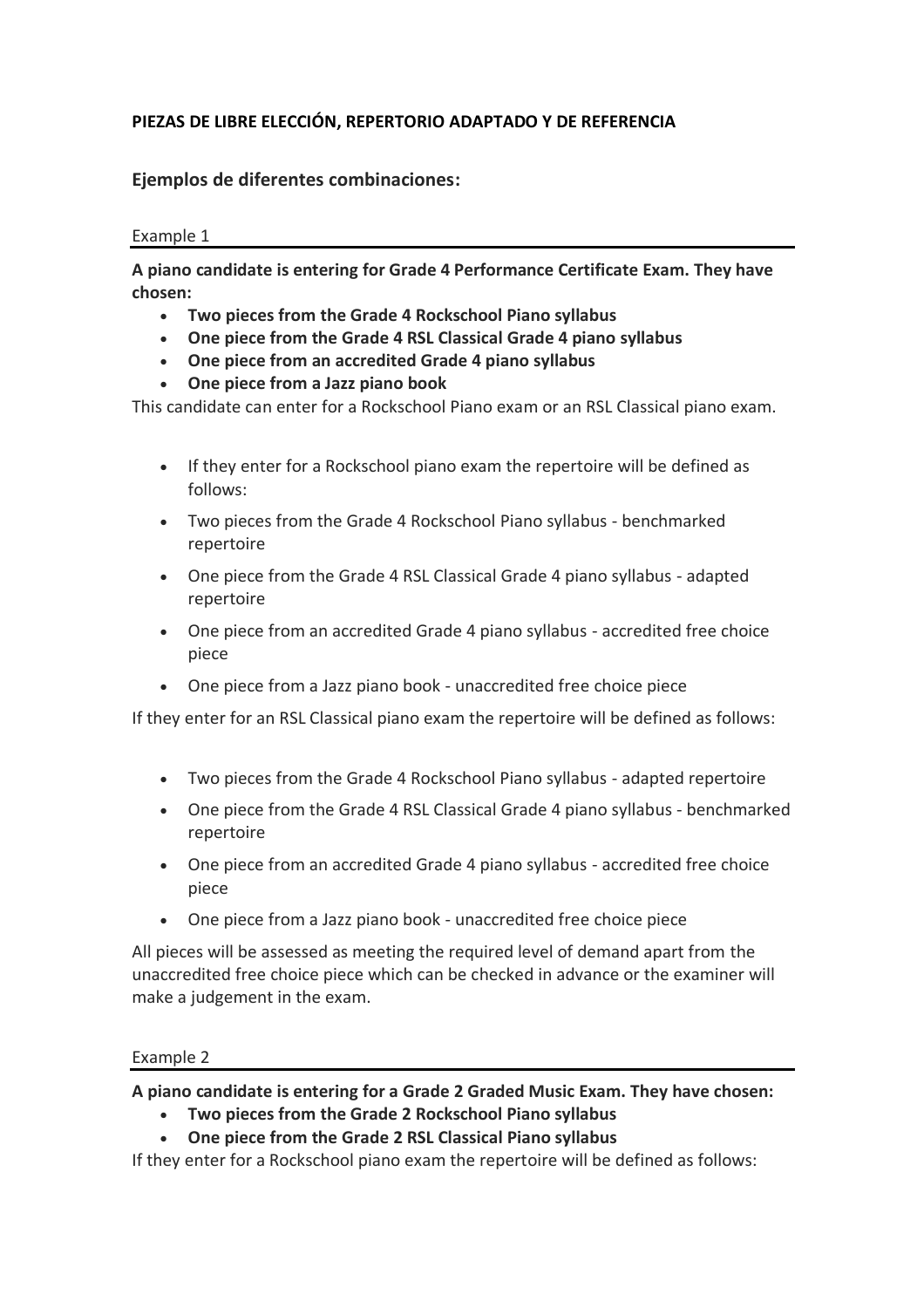**PIEZAS DE LIBRE ELECCIÓN, REPERTORIO ADAPTADO Y DE REFERENCIA**

## Ejemplos de diferentes combinaciones:

Example 1

**A piano candidate is entering for Grade 4 Performance Certificate Exam. They have chosen:**

- **Two pieces from the Grade 4 Rockschool Piano syllabus**
- **One piece from the Grade 4 RSL Classical Grade 4 piano syllabus**
- **One piece from an accredited Grade 4 piano syllabus**
- **One piece from a Jazz piano book**

This candidate can enter for a Rockschool Piano exam or an RSL Classical piano exam.

- If they enter for a Rockschool piano exam the repertoire will be defined as follows:
- Two pieces from the Grade 4 Rockschool Piano syllabus - benchmarked repertoire
- One piece from the Grade 4 RSL Classical Grade 4 piano syllabus - adapted repertoire
- One piece from an accredited Grade 4 piano syllabus - accredited free choice piece
- One piece from a Jazz piano book - unaccredited free choice piece

If they enter for an RSL Classical piano exam the repertoire will be defined as follows:

- Two pieces from the Grade 4 Rockschool Piano syllabus - adapted repertoire
- One piece from the Grade 4 RSL Classical Grade 4 piano syllabus - benchmarked repertoire
- One piece from an accredited Grade 4 piano syllabus - accredited free choice piece
- One piece from a Jazz piano book - unaccredited free choice piece

All pieces will be assessed as meeting the required level of demand apart from the unaccredited free choice piece which can be checked in advance or the examiner will make a judgement in the exam.

Example 2

**A piano candidate is entering for a Grade 2 Graded Music Exam. They have chosen:**

- **Two pieces from the Grade 2 Rockschool Piano syllabus**
- **One piece from the Grade 2 RSL Classical Piano syllabus**

If they enter for a Rockschool piano exam the repertoire will be defined as follows: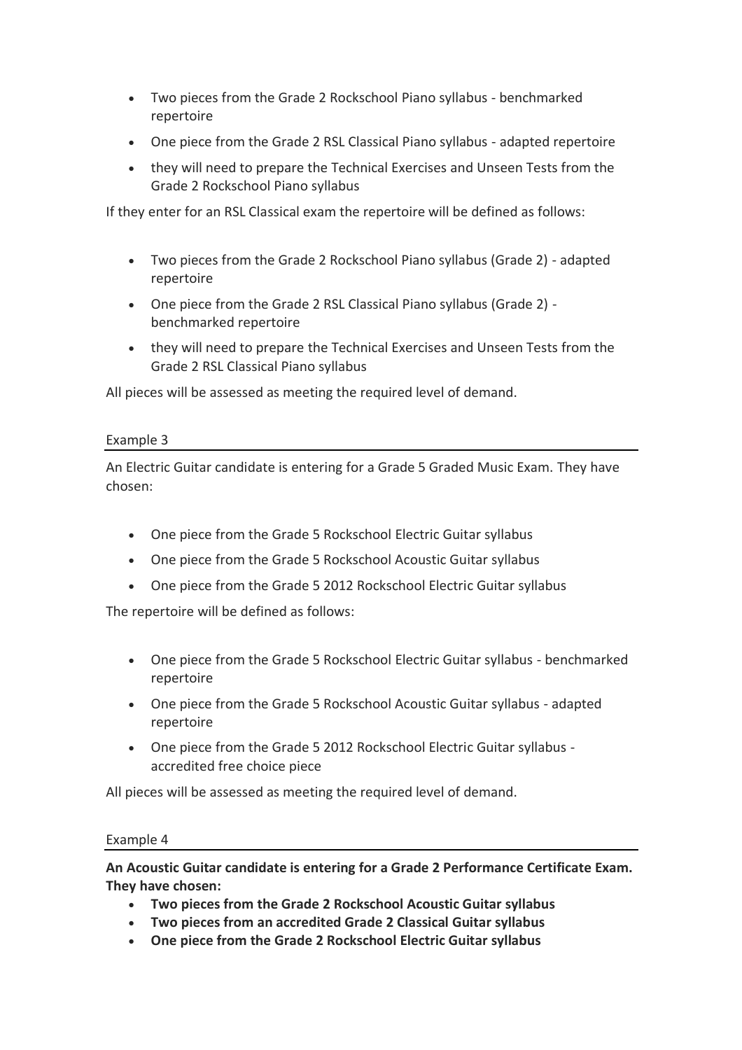- Two pieces from the Grade 2 Rockschool Piano syllabus - benchmarked repertoire
- One piece from the Grade 2 RSL Classical Piano syllabus - adapted repertoire
- they will need to prepare the Technical Exercises and Unseen Tests from the Grade 2 Rockschool Piano syllabus

If they enter for an RSL Classical exam the repertoire will be defined as follows:

- Two pieces from the Grade 2 Rockschool Piano syllabus (Grade 2) - adapted repertoire
- One piece from the Grade 2 RSL Classical Piano syllabus (Grade 2) - benchmarked repertoire
- they will need to prepare the Technical Exercises and Unseen Tests from the Grade 2 RSL Classical Piano syllabus

All pieces will be assessed as meeting the required level of demand.

### Example 3

An Electric Guitar candidate is entering for a Grade 5 Graded Music Exam. They have chosen:

- One piece from the Grade 5 Rockschool Electric Guitar syllabus
- One piece from the Grade 5 Rockschool Acoustic Guitar syllabus
- One piece from the Grade 5 2012 Rockschool Electric Guitar syllabus

The repertoire will be defined as follows:

- One piece from the Grade 5 Rockschool Electric Guitar syllabus - benchmarked repertoire
- One piece from the Grade 5 Rockschool Acoustic Guitar syllabus - adapted repertoire
- One piece from the Grade 5 2012 Rockschool Electric Guitar syllabus - accredited free choice piece

All pieces will be assessed as meeting the required level of demand.

### Example 4

**An Acoustic Guitar candidate is entering for a Grade 2 Performance Certificate Exam. They have chosen:**

- **Two pieces from the Grade 2 Rockschool Acoustic Guitar syllabus**
- **Two pieces from an accredited Grade 2 Classical Guitar syllabus**
- **One piece from the Grade 2 Rockschool Electric Guitar syllabus**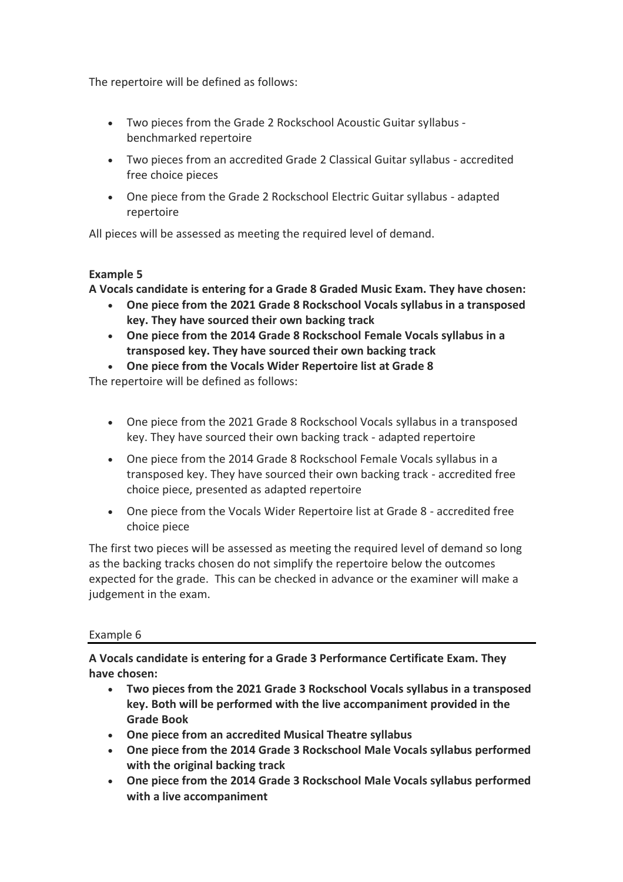The repertoire will be defined as follows:

- Two pieces from the Grade 2 Rockschool Acoustic Guitar syllabus - benchmarked repertoire
- Two pieces from an accredited Grade 2 Classical Guitar syllabus - accredited free choice pieces
- One piece from the Grade 2 Rockschool Electric Guitar syllabus - adapted repertoire

All pieces will be assessed as meeting the required level of demand.

**Example 5**

**A Vocals candidate is entering for a Grade 8 Graded Music Exam. They have chosen:**

- **One piece from the 2021 Grade 8 Rockschool Vocals syllabus in a transposed key. They have sourced their own backing track**
- **One piece from the 2014 Grade 8 Rockschool Female Vocals syllabus in a transposed key. They have sourced their own backing track**
- **One piece from the Vocals Wider Repertoire list at Grade 8**

The repertoire will be defined as follows:

- One piece from the 2021 Grade 8 Rockschool Vocals syllabus in a transposed key. They have sourced their own backing track - adapted repertoire
- One piece from the 2014 Grade 8 Rockschool Female Vocals syllabus in a transposed key. They have sourced their own backing track - accredited free choice piece, presented as adapted repertoire
- One piece from the Vocals Wider Repertoire list at Grade 8 - accredited free choice piece

The first two pieces will be assessed as meeting the required level of demand so long as the backing tracks chosen do not simplify the repertoire below the outcomes expected for the grade. This can be checked in advance or the examiner will make a judgement in the exam.

Example 6

**A Vocals candidate is entering for a Grade 3 Performance Certificate Exam. They have chosen:**

- **Two pieces from the 2021 Grade 3 Rockschool Vocals syllabus in a transposed key. Both will be performed with the live accompaniment provided in the Grade Book**
- **One piece from an accredited Musical Theatre syllabus**
- **One piece from the 2014 Grade 3 Rockschool Male Vocals syllabus performed with the original backing track**
- **One piece from the 2014 Grade 3 Rockschool Male Vocals syllabus performed with a live accompaniment**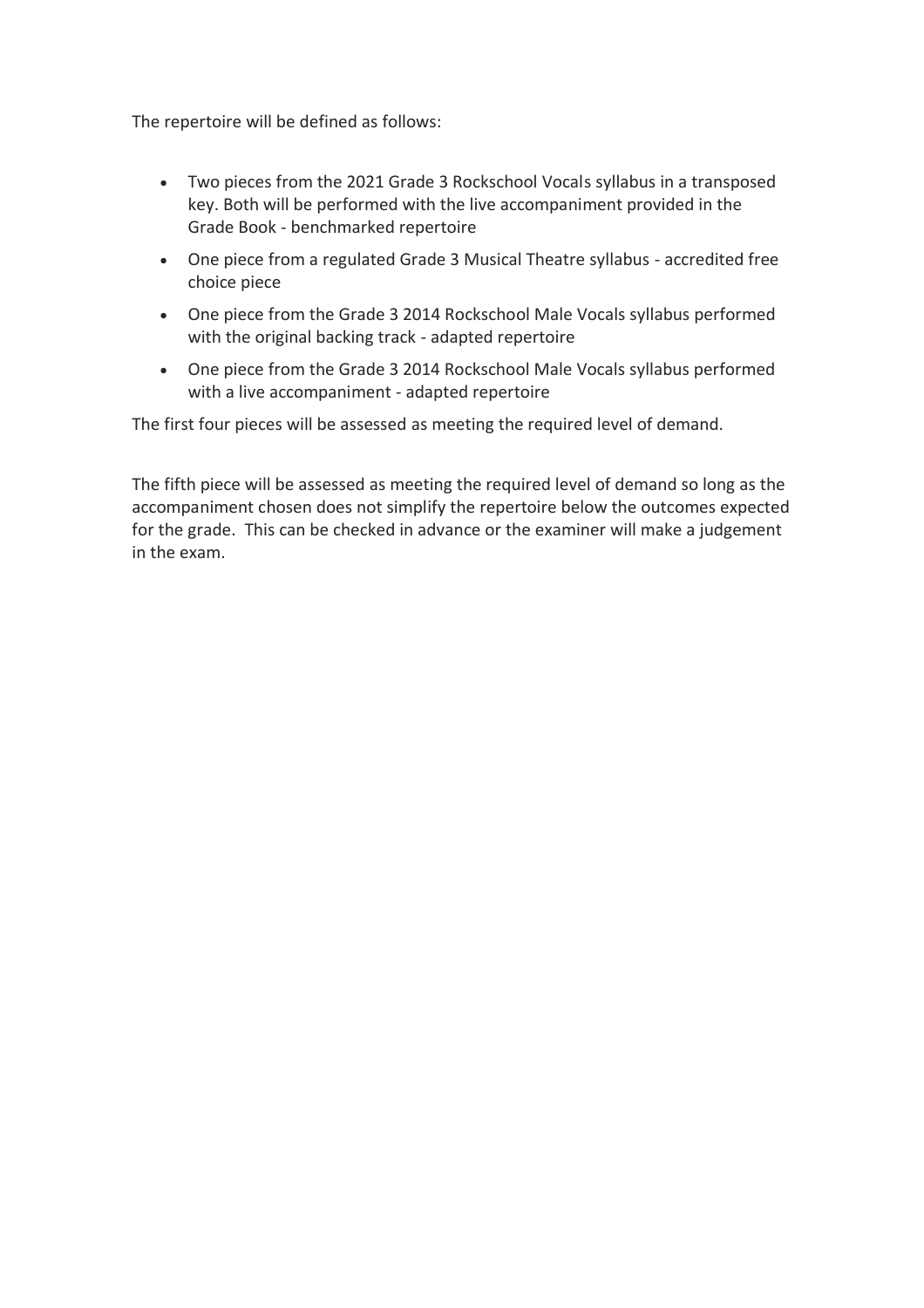The repertoire will be defined as follows:

- Two pieces from the 2021 Grade 3 Rockschool Vocals syllabus in a transposed key. Both will be performed with the live accompaniment provided in the Grade Book - benchmarked repertoire
- One piece from a regulated Grade 3 Musical Theatre syllabus - accredited free choice piece
- One piece from the Grade 3 2014 Rockschool Male Vocals syllabus performed with the original backing track - adapted repertoire
- One piece from the Grade 3 2014 Rockschool Male Vocals syllabus performed with a live accompaniment - adapted repertoire

The first four pieces will be assessed as meeting the required level of demand.

The fifth piece will be assessed as meeting the required level of demand so long as the accompaniment chosen does not simplify the repertoire below the outcomes expected for the grade. This can be checked in advance or the examiner will make a judgement in the exam.